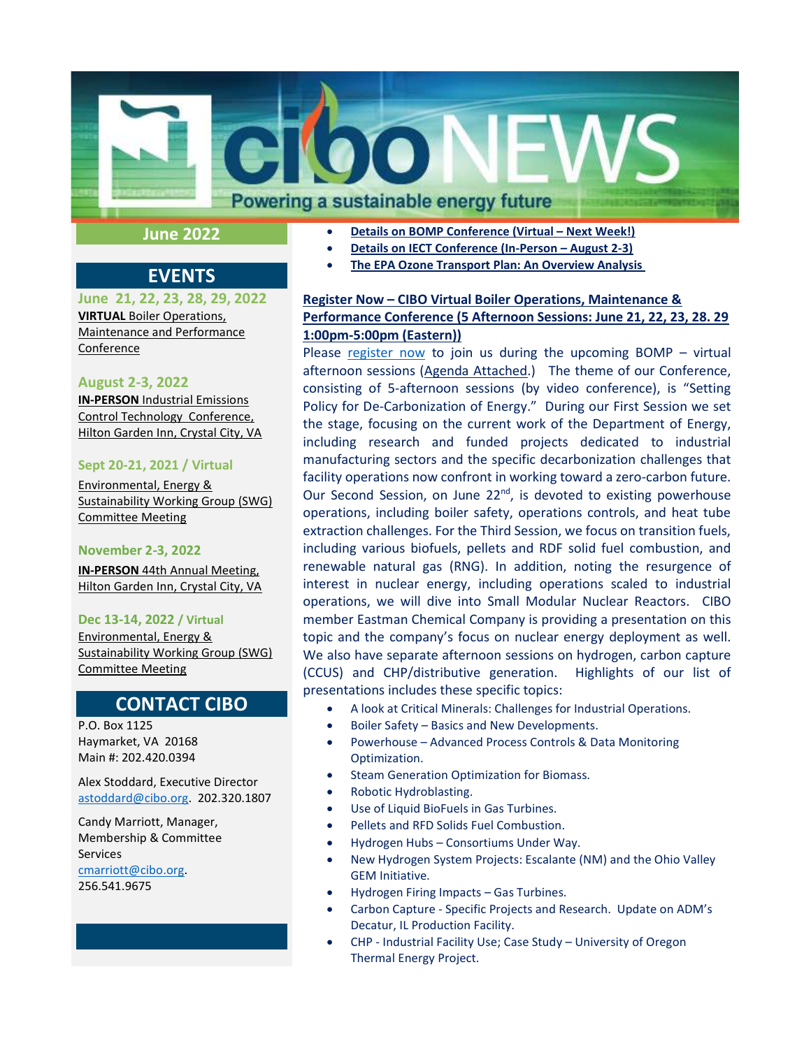# cibo NEWS

Powering a sustainable energy future

**June 2022**

## EVENTS

**June 21, 22, 23, 28, 29, 2022**
**VIRTUAL** Boiler Operations, Maintenance and Performance Conference

**August 2-3, 2022**
**IN-PERSON** Industrial Emissions Control Technology Conference, Hilton Garden Inn, Crystal City, VA

**Sept 20-21, 2021 / Virtual**
Environmental, Energy & Sustainability Working Group (SWG) Committee Meeting

**November 2-3, 2022**
**IN-PERSON** 44th Annual Meeting, Hilton Garden Inn, Crystal City, VA

**Dec 13-14, 2022 / Virtual**
Environmental, Energy & Sustainability Working Group (SWG) Committee Meeting

## CONTACT CIBO

P.O. Box 1125
Haymarket, VA 20168
Main #: 202.420.0394

Alex Stoddard, Executive Director
astoddard@cibo.org. 202.320.1807

Candy Marriott, Manager, Membership & Committee Services
cmarriott@cibo.org.
256.541.9675

- **Details on BOMP Conference (Virtual – Next Week!)**
- **Details on IECT Conference (In-Person – August 2-3)**
- **The EPA Ozone Transport Plan: An Overview Analysis**

**Register Now – CIBO Virtual Boiler Operations, Maintenance & Performance Conference (5 Afternoon Sessions: June 21, 22, 23, 28. 29 1:00pm-5:00pm (Eastern))**

Please register now to join us during the upcoming BOMP – virtual afternoon sessions (Agenda Attached.) The theme of our Conference, consisting of 5-afternoon sessions (by video conference), is "Setting Policy for De-Carbonization of Energy." During our First Session we set the stage, focusing on the current work of the Department of Energy, including research and funded projects dedicated to industrial manufacturing sectors and the specific decarbonization challenges that facility operations now confront in working toward a zero-carbon future. Our Second Session, on June 22nd, is devoted to existing powerhouse operations, including boiler safety, operations controls, and heat tube extraction challenges. For the Third Session, we focus on transition fuels, including various biofuels, pellets and RDF solid fuel combustion, and renewable natural gas (RNG). In addition, noting the resurgence of interest in nuclear energy, including operations scaled to industrial operations, we will dive into Small Modular Nuclear Reactors. CIBO member Eastman Chemical Company is providing a presentation on this topic and the company's focus on nuclear energy deployment as well. We also have separate afternoon sessions on hydrogen, carbon capture (CCUS) and CHP/distributive generation. Highlights of our list of presentations includes these specific topics:

- A look at Critical Minerals: Challenges for Industrial Operations.
- Boiler Safety – Basics and New Developments.
- Powerhouse – Advanced Process Controls & Data Monitoring Optimization.
- Steam Generation Optimization for Biomass.
- Robotic Hydroblasting.
- Use of Liquid BioFuels in Gas Turbines.
- Pellets and RFD Solids Fuel Combustion.
- Hydrogen Hubs – Consortiums Under Way.
- New Hydrogen System Projects: Escalante (NM) and the Ohio Valley GEM Initiative.
- Hydrogen Firing Impacts – Gas Turbines.
- Carbon Capture - Specific Projects and Research. Update on ADM's Decatur, IL Production Facility.
- CHP - Industrial Facility Use; Case Study – University of Oregon Thermal Energy Project.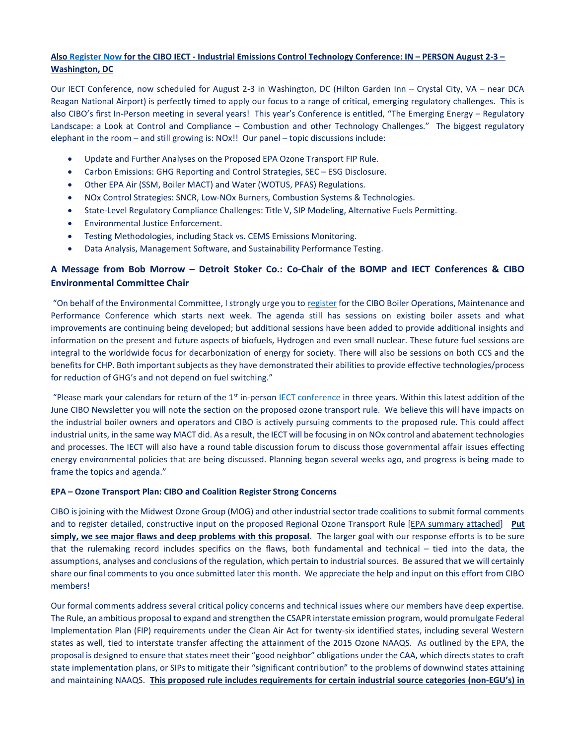**Also Register Now for the CIBO IECT - Industrial Emissions Control Technology Conference: IN – PERSON August 2-3 – Washington, DC**

Our IECT Conference, now scheduled for August 2-3 in Washington, DC (Hilton Garden Inn – Crystal City, VA – near DCA Reagan National Airport) is perfectly timed to apply our focus to a range of critical, emerging regulatory challenges. This is also CIBO's first In-Person meeting in several years! This year's Conference is entitled, "The Emerging Energy – Regulatory Landscape: a Look at Control and Compliance – Combustion and other Technology Challenges." The biggest regulatory elephant in the room – and still growing is: NOx!! Our panel – topic discussions include:

- Update and Further Analyses on the Proposed EPA Ozone Transport FIP Rule.
- Carbon Emissions: GHG Reporting and Control Strategies, SEC – ESG Disclosure.
- Other EPA Air (SSM, Boiler MACT) and Water (WOTUS, PFAS) Regulations.
- NOx Control Strategies: SNCR, Low-NOx Burners, Combustion Systems & Technologies.
- State-Level Regulatory Compliance Challenges: Title V, SIP Modeling, Alternative Fuels Permitting.
- Environmental Justice Enforcement.
- Testing Methodologies, including Stack vs. CEMS Emissions Monitoring.
- Data Analysis, Management Software, and Sustainability Performance Testing.

### A Message from Bob Morrow – Detroit Stoker Co.: Co-Chair of the BOMP and IECT Conferences & CIBO Environmental Committee Chair

"On behalf of the Environmental Committee, I strongly urge you to register for the CIBO Boiler Operations, Maintenance and Performance Conference which starts next week. The agenda still has sessions on existing boiler assets and what improvements are continuing being developed; but additional sessions have been added to provide additional insights and information on the present and future aspects of biofuels, Hydrogen and even small nuclear. These future fuel sessions are integral to the worldwide focus for decarbonization of energy for society. There will also be sessions on both CCS and the benefits for CHP. Both important subjects as they have demonstrated their abilities to provide effective technologies/process for reduction of GHG's and not depend on fuel switching."

"Please mark your calendars for return of the 1st in-person IECT conference in three years. Within this latest addition of the June CIBO Newsletter you will note the section on the proposed ozone transport rule. We believe this will have impacts on the industrial boiler owners and operators and CIBO is actively pursuing comments to the proposed rule. This could affect industrial units, in the same way MACT did. As a result, the IECT will be focusing in on NOx control and abatement technologies and processes. The IECT will also have a round table discussion forum to discuss those governmental affair issues effecting energy environmental policies that are being discussed. Planning began several weeks ago, and progress is being made to frame the topics and agenda."

**EPA – Ozone Transport Plan: CIBO and Coalition Register Strong Concerns**

CIBO is joining with the Midwest Ozone Group (MOG) and other industrial sector trade coalitions to submit formal comments and to register detailed, constructive input on the proposed Regional Ozone Transport Rule [EPA summary attached] **Put simply, we see major flaws and deep problems with this proposal**. The larger goal with our response efforts is to be sure that the rulemaking record includes specifics on the flaws, both fundamental and technical – tied into the data, the assumptions, analyses and conclusions of the regulation, which pertain to industrial sources. Be assured that we will certainly share our final comments to you once submitted later this month. We appreciate the help and input on this effort from CIBO members!

Our formal comments address several critical policy concerns and technical issues where our members have deep expertise. The Rule, an ambitious proposal to expand and strengthen the CSAPR interstate emission program, would promulgate Federal Implementation Plan (FIP) requirements under the Clean Air Act for twenty-six identified states, including several Western states as well, tied to interstate transfer affecting the attainment of the 2015 Ozone NAAQS. As outlined by the EPA, the proposal is designed to ensure that states meet their "good neighbor" obligations under the CAA, which directs states to craft state implementation plans, or SIPs to mitigate their "significant contribution" to the problems of downwind states attaining and maintaining NAAQS. **This proposed rule includes requirements for certain industrial source categories (non-EGU's) in**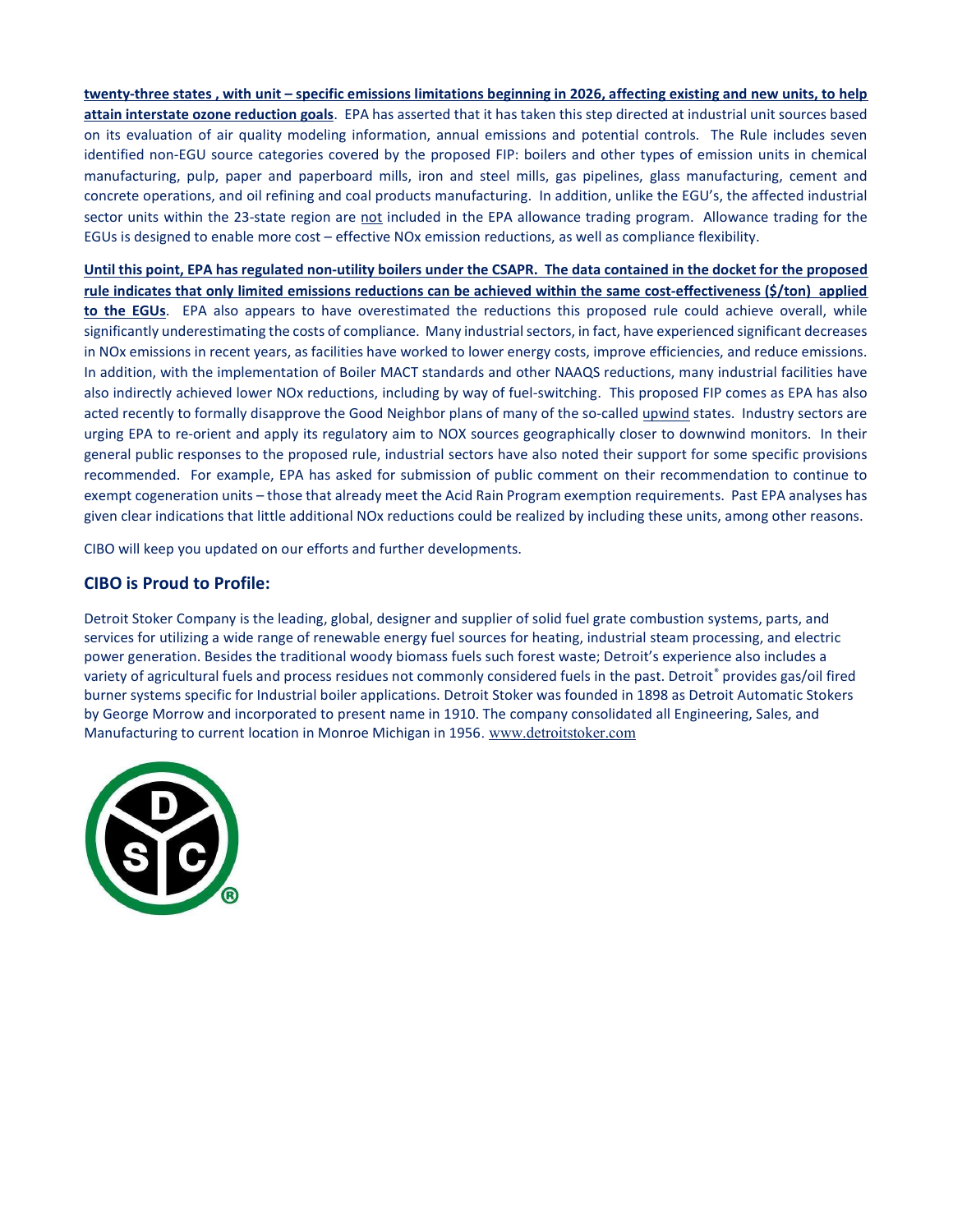**twenty-three states , with unit – specific emissions limitations beginning in 2026, affecting existing and new units, to help attain interstate ozone reduction goals**. EPA has asserted that it has taken this step directed at industrial unit sources based on its evaluation of air quality modeling information, annual emissions and potential controls. The Rule includes seven identified non-EGU source categories covered by the proposed FIP: boilers and other types of emission units in chemical manufacturing, pulp, paper and paperboard mills, iron and steel mills, gas pipelines, glass manufacturing, cement and concrete operations, and oil refining and coal products manufacturing. In addition, unlike the EGU's, the affected industrial sector units within the 23-state region are not included in the EPA allowance trading program. Allowance trading for the EGUs is designed to enable more cost – effective NOx emission reductions, as well as compliance flexibility.

**Until this point, EPA has regulated non-utility boilers under the CSAPR. The data contained in the docket for the proposed rule indicates that only limited emissions reductions can be achieved within the same cost-effectiveness ($/ton) applied to the EGUs**. EPA also appears to have overestimated the reductions this proposed rule could achieve overall, while significantly underestimating the costs of compliance. Many industrial sectors, in fact, have experienced significant decreases in NOx emissions in recent years, as facilities have worked to lower energy costs, improve efficiencies, and reduce emissions. In addition, with the implementation of Boiler MACT standards and other NAAQS reductions, many industrial facilities have also indirectly achieved lower NOx reductions, including by way of fuel-switching. This proposed FIP comes as EPA has also acted recently to formally disapprove the Good Neighbor plans of many of the so-called upwind states. Industry sectors are urging EPA to re-orient and apply its regulatory aim to NOX sources geographically closer to downwind monitors. In their general public responses to the proposed rule, industrial sectors have also noted their support for some specific provisions recommended. For example, EPA has asked for submission of public comment on their recommendation to continue to exempt cogeneration units – those that already meet the Acid Rain Program exemption requirements. Past EPA analyses has given clear indications that little additional NOx reductions could be realized by including these units, among other reasons.

CIBO will keep you updated on our efforts and further developments.

## CIBO is Proud to Profile:

Detroit Stoker Company is the leading, global, designer and supplier of solid fuel grate combustion systems, parts, and services for utilizing a wide range of renewable energy fuel sources for heating, industrial steam processing, and electric power generation. Besides the traditional woody biomass fuels such forest waste; Detroit's experience also includes a variety of agricultural fuels and process residues not commonly considered fuels in the past. Detroit® provides gas/oil fired burner systems specific for Industrial boiler applications. Detroit Stoker was founded in 1898 as Detroit Automatic Stokers by George Morrow and incorporated to present name in 1910. The company consolidated all Engineering, Sales, and Manufacturing to current location in Monroe Michigan in 1956. www.detroitstoker.com